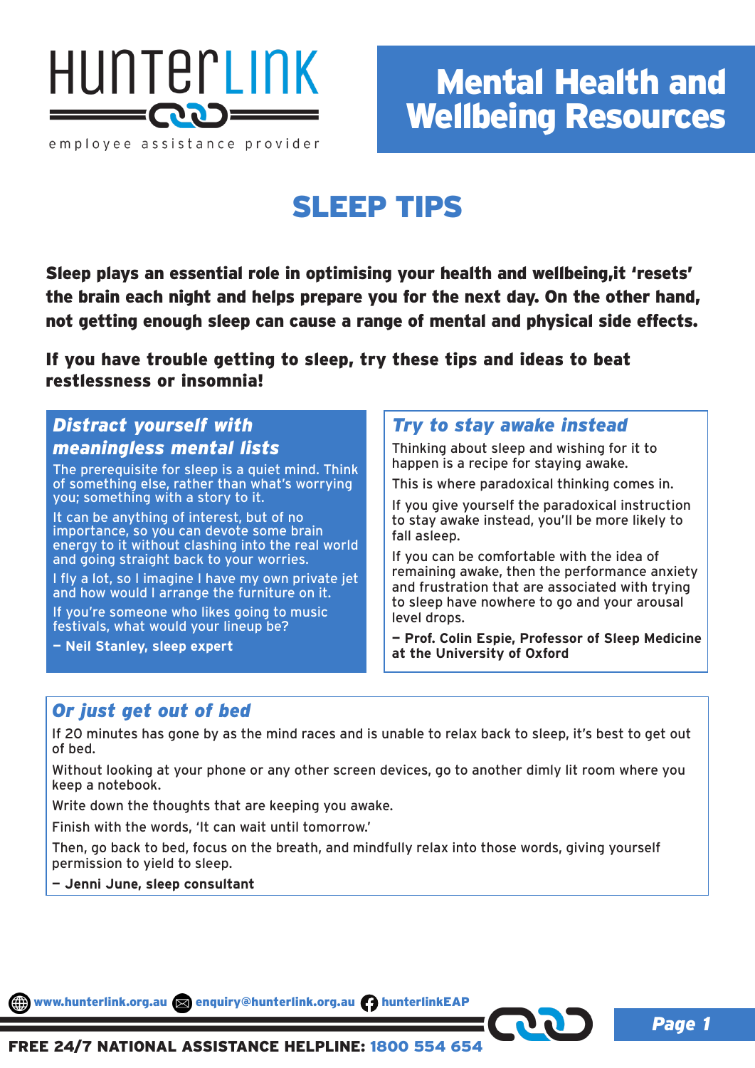# Mental Health and Wellbeing Resources

## SLEEP TIPS

**Sleep plays an essential role in optimising your health and wellbeing,it 'resets' the brain each night and helps prepare you for the next day. On the other hand, not getting enough sleep can cause a range of mental and physical side effects.**

**If you have trouble getting to sleep, try these tips and ideas to beat restlessness or insomnia!**

### *Distract yourself with meaningless mental lists*

The prerequisite for sleep is a quiet mind. Think of something else, rather than what's worrying you; something with a story to it.

It can be anything of interest, but of no importance, so you can devote some brain energy to it without clashing into the real world and going straight back to your worries.

I fly a lot, so I imagine I have my own private jet and how would I arrange the furniture on it.

If you're someone who likes going to music festivals, what would your lineup be?

**– Neil Stanley, sleep expert**

### *Try to stay awake instead*

Thinking about sleep and wishing for it to happen is a recipe for staying awake.

This is where paradoxical thinking comes in.

If you give yourself the paradoxical instruction to stay awake instead, you'll be more likely to fall asleep.

If you can be comfortable with the idea of remaining awake, then the performance anxiety and frustration that are associated with trying to sleep have nowhere to go and your arousal level drops.

**– Prof. Colin Espie, Professor of Sleep Medicine at the University of Oxford**

### *Or just get out of bed*

If 20 minutes has gone by as the mind races and is unable to relax back to sleep, it's best to get out of bed.

Without looking at your phone or any other screen devices, go to another dimly lit room where you keep a notebook.

Write down the thoughts that are keeping you awake.

Finish with the words, 'It can wait until tomorrow.'

Then, go back to bed, focus on the breath, and mindfully relax into those words, giving yourself permission to yield to sleep.

**– Jenni June, sleep consultant**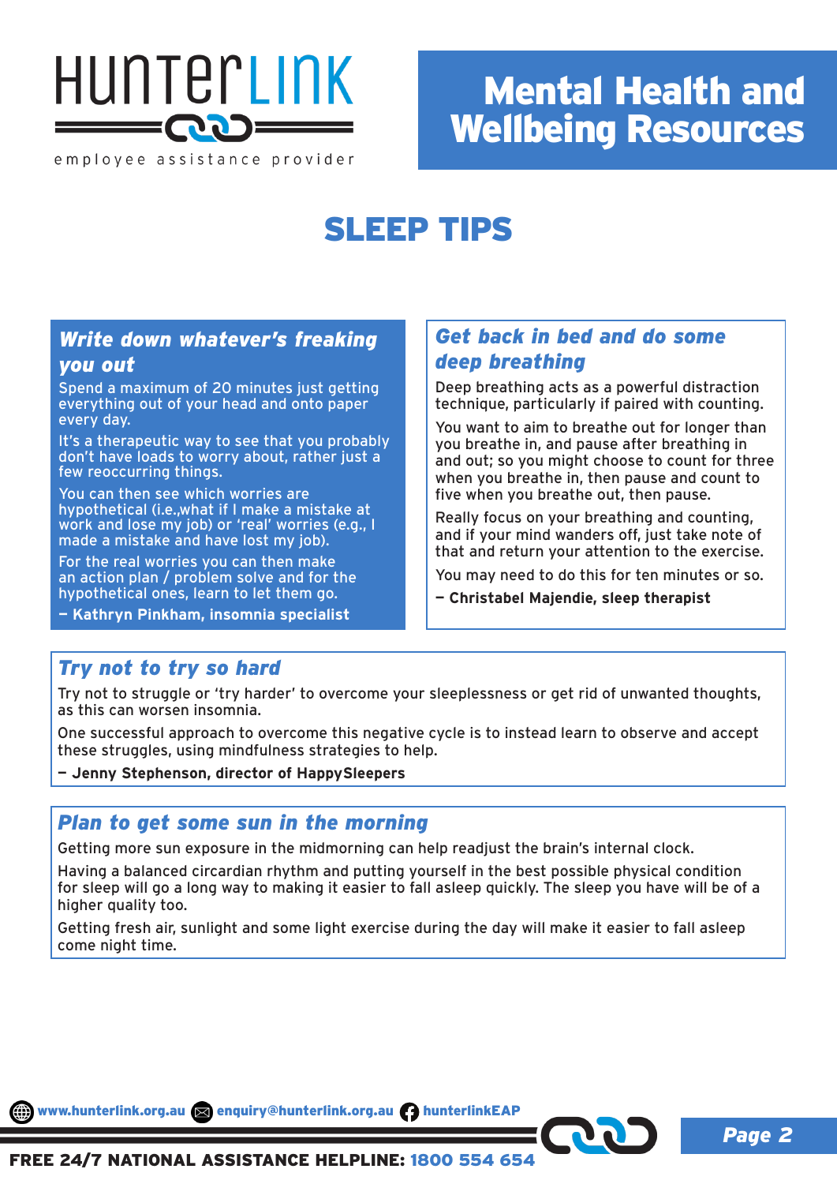# SLEEP TIPS

### *Write down whatever's freaking you out*

Spend a maximum of 20 minutes just getting everything out of your head and onto paper every day.

It's a therapeutic way to see that you probably don't have loads to worry about, rather just a few reoccurring things.

You can then see which worries are hypothetical (i.e.,what if I make a mistake at work and lose my job) or 'real' worries (e.g., I made a mistake and have lost my job).

For the real worries you can then make an action plan / problem solve and for the hypothetical ones, learn to let them go.

**– Kathryn Pinkham, insomnia specialist**

### *Get back in bed and do some deep breathing*

Deep breathing acts as a powerful distraction technique, particularly if paired with counting.

You want to aim to breathe out for longer than you breathe in, and pause after breathing in and out; so you might choose to count for three when you breathe in, then pause and count to five when you breathe out, then pause.

Really focus on your breathing and counting, and if your mind wanders off, just take note of that and return your attention to the exercise.

You may need to do this for ten minutes or so.

**– Christabel Majendie, sleep therapist**

### *Try not to try so hard*

Try not to struggle or 'try harder' to overcome your sleeplessness or get rid of unwanted thoughts, as this can worsen insomnia.

One successful approach to overcome this negative cycle is to instead learn to observe and accept these struggles, using mindfulness strategies to help.

**– Jenny Stephenson, director of HappySleepers**

### *Plan to get some sun in the morning*

Getting more sun exposure in the midmorning can help readjust the brain's internal clock.

Having a balanced circardian rhythm and putting yourself in the best possible physical condition for sleep will go a long way to making it easier to fall asleep quickly. The sleep you have will be of a higher quality too.

Getting fresh air, sunlight and some light exercise during the day will make it easier to fall asleep come night time.

www.hunterlink.org.au enquiry@hunterlink.org.au hunterlinkEAP

**FREE 24/7 NATIONAL ASSISTANCE HELPLINE: 1800 554 654**